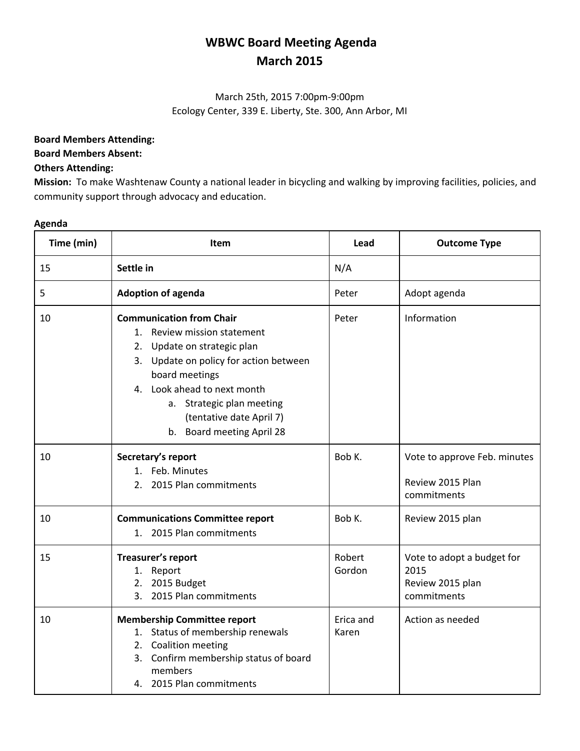# WBWC Board Meeting Agenda
# March 2015

March 25th, 2015 7:00pm-9:00pm
Ecology Center, 339 E. Liberty, Ste. 300, Ann Arbor, MI

**Board Members Attending:**
**Board Members Absent:**
**Others Attending:**
**Mission:** To make Washtenaw County a national leader in bicycling and walking by improving facilities, policies, and community support through advocacy and education.

**Agenda**

| Time (min) | Item | Lead | Outcome Type |
|---|---|---|---|
| 15 | **Settle in** | N/A | |
| 5 | **Adoption of agenda** | Peter | Adopt agenda |
| 10 | **Communication from Chair**<br>1. Review mission statement<br>2. Update on strategic plan<br>3. Update on policy for action between board meetings<br>4. Look ahead to next month<br>a. Strategic plan meeting (tentative date April 7)<br>b. Board meeting April 28 | Peter | Information |
| 10 | **Secretary's report**<br>1. Feb. Minutes<br>2. 2015 Plan commitments | Bob K. | Vote to approve Feb. minutes<br><br>Review 2015 Plan commitments |
| 10 | **Communications Committee report**<br>1. 2015 Plan commitments | Bob K. | Review 2015 plan |
| 15 | **Treasurer's report**<br>1. Report<br>2. 2015 Budget<br>3. 2015 Plan commitments | Robert Gordon | Vote to adopt a budget for 2015<br>Review 2015 plan commitments |
| 10 | **Membership Committee report**<br>1. Status of membership renewals<br>2. Coalition meeting<br>3. Confirm membership status of board members<br>4. 2015 Plan commitments | Erica and Karen | Action as needed |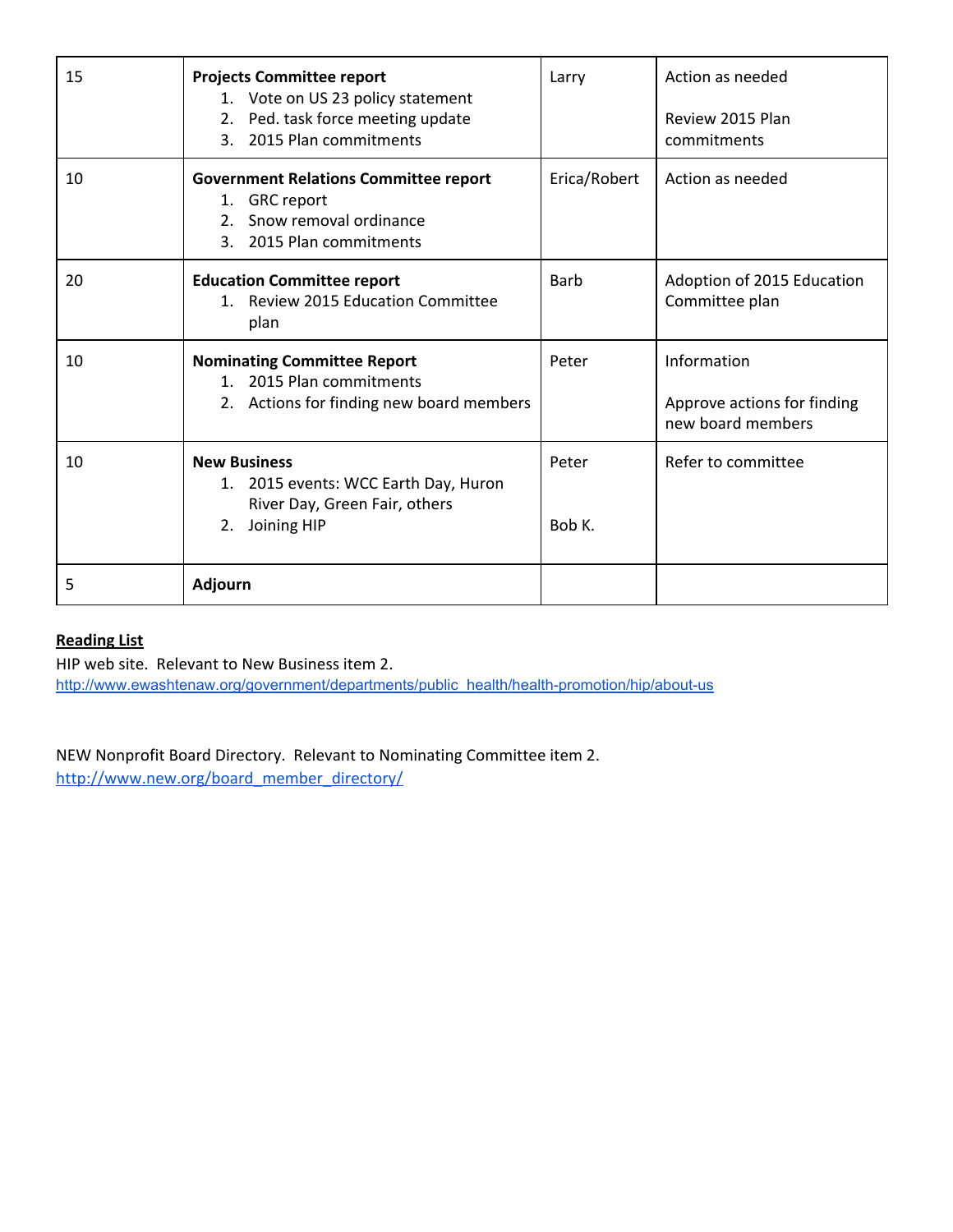| | | | |
|---|---|---|---|
| 15 | **Projects Committee report**<br>1. Vote on US 23 policy statement<br>2. Ped. task force meeting update<br>3. 2015 Plan commitments | Larry | Action as needed<br><br>Review 2015 Plan commitments |
| 10 | **Government Relations Committee report**<br>1. GRC report<br>2. Snow removal ordinance<br>3. 2015 Plan commitments | Erica/Robert | Action as needed |
| 20 | **Education Committee report**<br>1. Review 2015 Education Committee plan | Barb | Adoption of 2015 Education Committee plan |
| 10 | **Nominating Committee Report**<br>1. 2015 Plan commitments<br>2. Actions for finding new board members | Peter | Information<br><br>Approve actions for finding new board members |
| 10 | **New Business**<br>1. 2015 events: WCC Earth Day, Huron River Day, Green Fair, others<br>2. Joining HIP | Peter<br><br>Bob K. | Refer to committee |
| 5 | **Adjourn** | | |

**Reading List**

HIP web site. Relevant to New Business item 2.
http://www.ewashtenaw.org/government/departments/public_health/health-promotion/hip/about-us

NEW Nonprofit Board Directory. Relevant to Nominating Committee item 2.
http://www.new.org/board_member_directory/